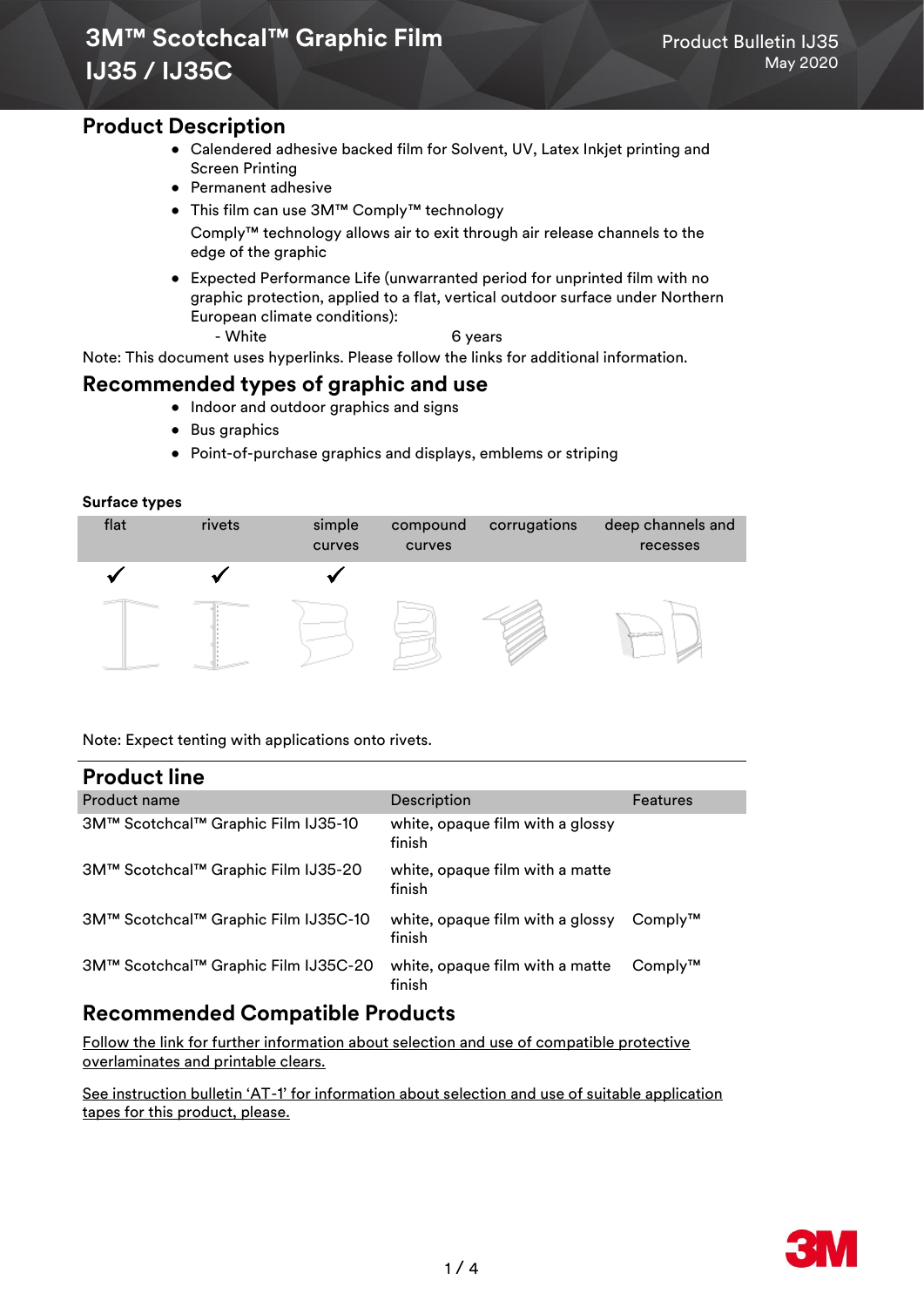# 3M™ Scotchcal™ Graphic Film IJ35 / IJ35C

Product Bulletin IJ35
May 2020

## Product Description

- Calendered adhesive backed film for Solvent, UV, Latex Inkjet printing and Screen Printing
- Permanent adhesive
- This film can use 3M™ Comply™ technology

  Comply™ technology allows air to exit through air release channels to the edge of the graphic
- Expected Performance Life (unwarranted period for unprinted film with no graphic protection, applied to a flat, vertical outdoor surface under Northern European climate conditions):
  - White 6 years

Note: This document uses hyperlinks. Please follow the links for additional information.

## Recommended types of graphic and use

- Indoor and outdoor graphics and signs
- Bus graphics
- Point-of-purchase graphics and displays, emblems or striping

**Surface types**

| flat | rivets | simple curves | compound curves | corrugations | deep channels and recesses |
|---|---|---|---|---|---|
| ✓ | ✓ | ✓ | | | |

Note: Expect tenting with applications onto rivets.

## Product line

| Product name | Description | Features |
|---|---|---|
| 3M™ Scotchcal™ Graphic Film IJ35-10 | white, opaque film with a glossy finish | |
| 3M™ Scotchcal™ Graphic Film IJ35-20 | white, opaque film with a matte finish | |
| 3M™ Scotchcal™ Graphic Film IJ35C-10 | white, opaque film with a glossy finish | Comply™ |
| 3M™ Scotchcal™ Graphic Film IJ35C-20 | white, opaque film with a matte finish | Comply™ |

## Recommended Compatible Products

Follow the link for further information about selection and use of compatible protective overlaminates and printable clears.

See instruction bulletin 'AT-1' for information about selection and use of suitable application tapes for this product, please.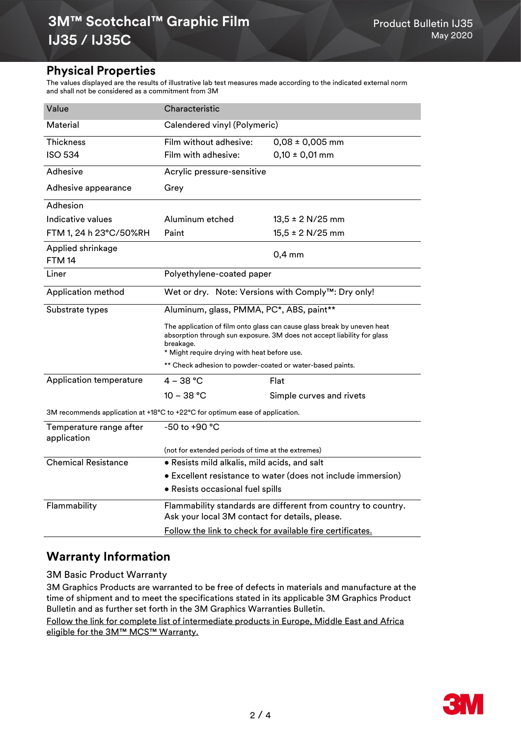## Physical Properties

The values displayed are the results of illustrative lab test measures made according to the indicated external norm and shall not be considered as a commitment from 3M

| Value | Characteristic | |
|---|---|---|
| Material | Calendered vinyl (Polymeric) | |
| Thickness<br>ISO 534 | Film without adhesive:<br>Film with adhesive: | 0,08 ± 0,005 mm<br>0,10 ± 0,01 mm |
| Adhesive | Acrylic pressure-sensitive | |
| Adhesive appearance | Grey | |
| Adhesion<br>Indicative values<br>FTM 1, 24 h 23°C/50%RH | Aluminum etched<br>Paint | 13,5 ± 2 N/25 mm<br>15,5 ± 2 N/25 mm |
| Applied shrinkage<br>FTM 14 | | 0,4 mm |
| Liner | Polyethylene-coated paper | |
| Application method | Wet or dry. Note: Versions with Comply™: Dry only! | |
| Substrate types | Aluminum, glass, PMMA, PC*, ABS, paint**<br>The application of film onto glass can cause glass break by uneven heat absorption through sun exposure. 3M does not accept liability for glass breakage.<br>* Might require drying with heat before use.<br>** Check adhesion to powder-coated or water-based paints. | |
| Application temperature | 4 – 38 °C<br>10 – 38 °C | Flat<br>Simple curves and rivets |
| 3M recommends application at +18°C to +22°C for optimum ease of application. | | |
| Temperature range after application | -50 to +90 °C<br>(not for extended periods of time at the extremes) | |
| Chemical Resistance | • Resists mild alkalis, mild acids, and salt<br>• Excellent resistance to water (does not include immersion)<br>• Resists occasional fuel spills | |
| Flammability | Flammability standards are different from country to country. Ask your local 3M contact for details, please.<br>Follow the link to check for available fire certificates. | |

## Warranty Information

3M Basic Product Warranty

3M Graphics Products are warranted to be free of defects in materials and manufacture at the time of shipment and to meet the specifications stated in its applicable 3M Graphics Product Bulletin and as further set forth in the 3M Graphics Warranties Bulletin.

Follow the link for complete list of intermediate products in Europe, Middle East and Africa eligible for the 3M™ MCS™ Warranty.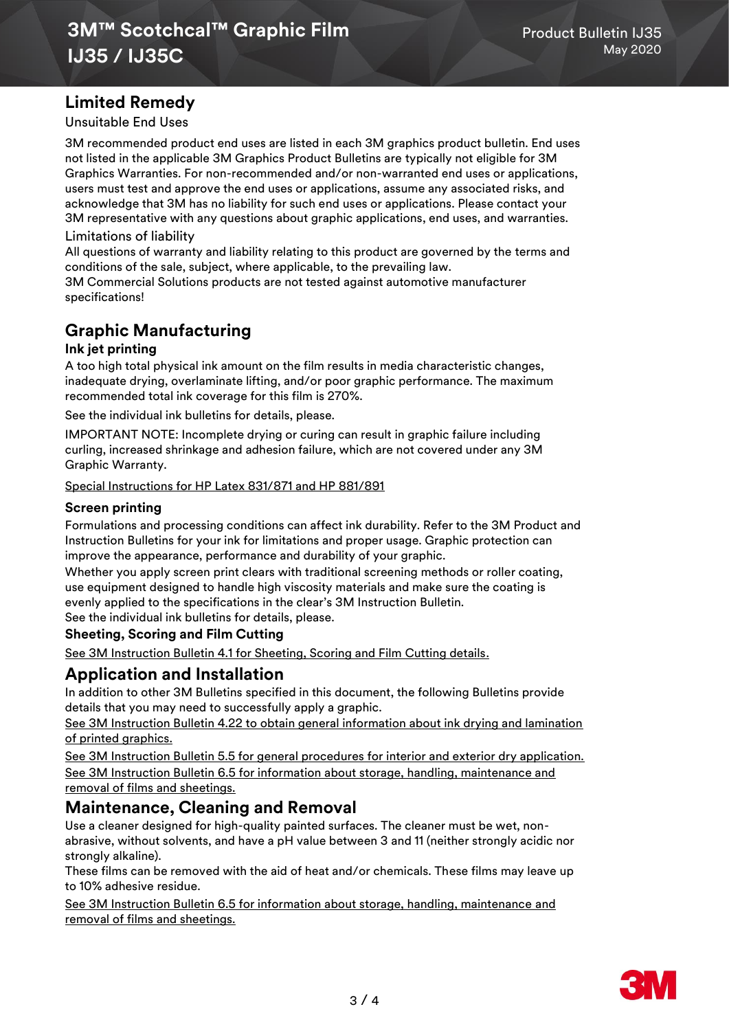## Limited Remedy

Unsuitable End Uses

3M recommended product end uses are listed in each 3M graphics product bulletin. End uses not listed in the applicable 3M Graphics Product Bulletins are typically not eligible for 3M Graphics Warranties. For non-recommended and/or non-warranted end uses or applications, users must test and approve the end uses or applications, assume any associated risks, and acknowledge that 3M has no liability for such end uses or applications. Please contact your 3M representative with any questions about graphic applications, end uses, and warranties.

Limitations of liability

All questions of warranty and liability relating to this product are governed by the terms and conditions of the sale, subject, where applicable, to the prevailing law.
3M Commercial Solutions products are not tested against automotive manufacturer specifications!

## Graphic Manufacturing

### Ink jet printing

A too high total physical ink amount on the film results in media characteristic changes, inadequate drying, overlaminate lifting, and/or poor graphic performance. The maximum recommended total ink coverage for this film is 270%.

See the individual ink bulletins for details, please.

IMPORTANT NOTE: Incomplete drying or curing can result in graphic failure including curling, increased shrinkage and adhesion failure, which are not covered under any 3M Graphic Warranty.

Special Instructions for HP Latex 831/871 and HP 881/891

### Screen printing

Formulations and processing conditions can affect ink durability. Refer to the 3M Product and Instruction Bulletins for your ink for limitations and proper usage. Graphic protection can improve the appearance, performance and durability of your graphic.
Whether you apply screen print clears with traditional screening methods or roller coating, use equipment designed to handle high viscosity materials and make sure the coating is evenly applied to the specifications in the clear's 3M Instruction Bulletin.
See the individual ink bulletins for details, please.

### Sheeting, Scoring and Film Cutting

See 3M Instruction Bulletin 4.1 for Sheeting, Scoring and Film Cutting details.

## Application and Installation

In addition to other 3M Bulletins specified in this document, the following Bulletins provide details that you may need to successfully apply a graphic.
See 3M Instruction Bulletin 4.22 to obtain general information about ink drying and lamination of printed graphics.
See 3M Instruction Bulletin 5.5 for general procedures for interior and exterior dry application.
See 3M Instruction Bulletin 6.5 for information about storage, handling, maintenance and removal of films and sheetings.

## Maintenance, Cleaning and Removal

Use a cleaner designed for high-quality painted surfaces. The cleaner must be wet, non-abrasive, without solvents, and have a pH value between 3 and 11 (neither strongly acidic nor strongly alkaline).
These films can be removed with the aid of heat and/or chemicals. These films may leave up to 10% adhesive residue.

See 3M Instruction Bulletin 6.5 for information about storage, handling, maintenance and removal of films and sheetings.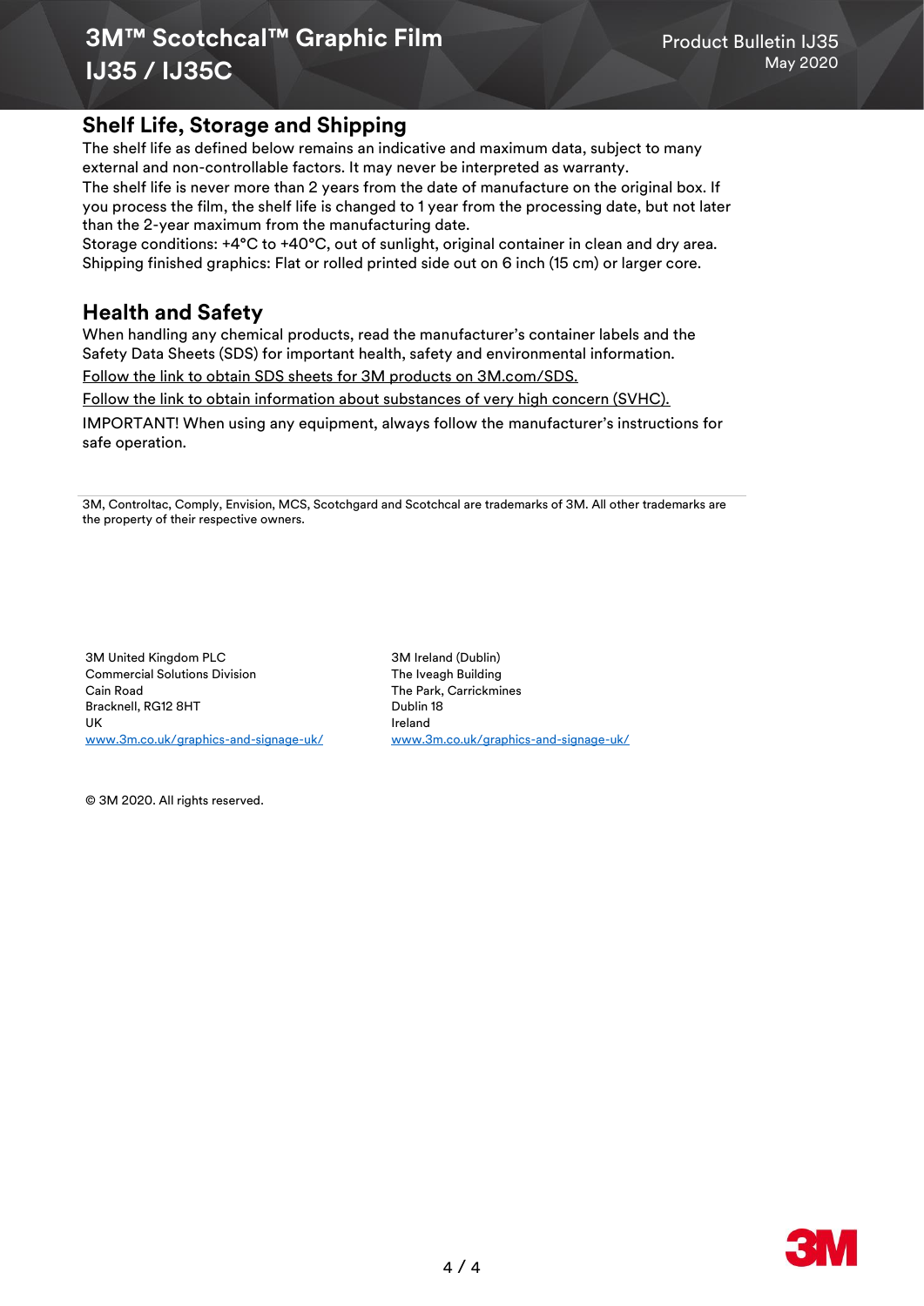## Shelf Life, Storage and Shipping

The shelf life as defined below remains an indicative and maximum data, subject to many external and non-controllable factors. It may never be interpreted as warranty.
The shelf life is never more than 2 years from the date of manufacture on the original box. If you process the film, the shelf life is changed to 1 year from the processing date, but not later than the 2-year maximum from the manufacturing date.
Storage conditions: +4°C to +40°C, out of sunlight, original container in clean and dry area.
Shipping finished graphics: Flat or rolled printed side out on 6 inch (15 cm) or larger core.

## Health and Safety

When handling any chemical products, read the manufacturer's container labels and the Safety Data Sheets (SDS) for important health, safety and environmental information.

Follow the link to obtain SDS sheets for 3M products on 3M.com/SDS.

Follow the link to obtain information about substances of very high concern (SVHC).

IMPORTANT! When using any equipment, always follow the manufacturer's instructions for safe operation.

3M, Controltac, Comply, Envision, MCS, Scotchgard and Scotchcal are trademarks of 3M. All other trademarks are the property of their respective owners.

3M United Kingdom PLC
Commercial Solutions Division
Cain Road
Bracknell, RG12 8HT
UK
www.3m.co.uk/graphics-and-signage-uk/

3M Ireland (Dublin)
The Iveagh Building
The Park, Carrickmines
Dublin 18
Ireland
www.3m.co.uk/graphics-and-signage-uk/

© 3M 2020. All rights reserved.